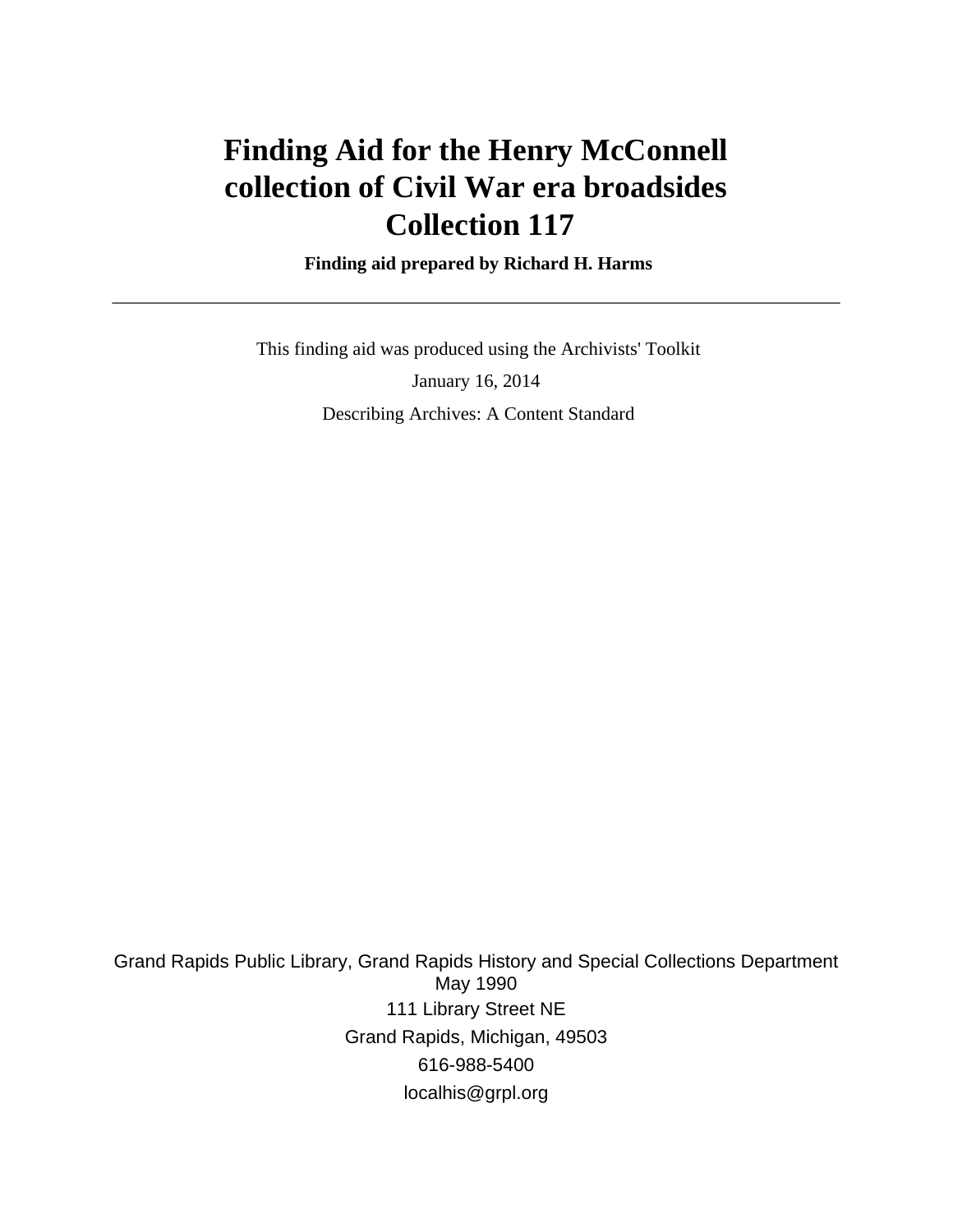# Finding Aid for the Henry McConnell collection of Civil War era broadsides Collection 117

**Finding aid prepared by Richard H. Harms**

---

This finding aid was produced using the Archivists' Toolkit

January 16, 2014

Describing Archives: A Content Standard

Grand Rapids Public Library, Grand Rapids History and Special Collections Department
May 1990
111 Library Street NE
Grand Rapids, Michigan, 49503
616-988-5400
localhis@grpl.org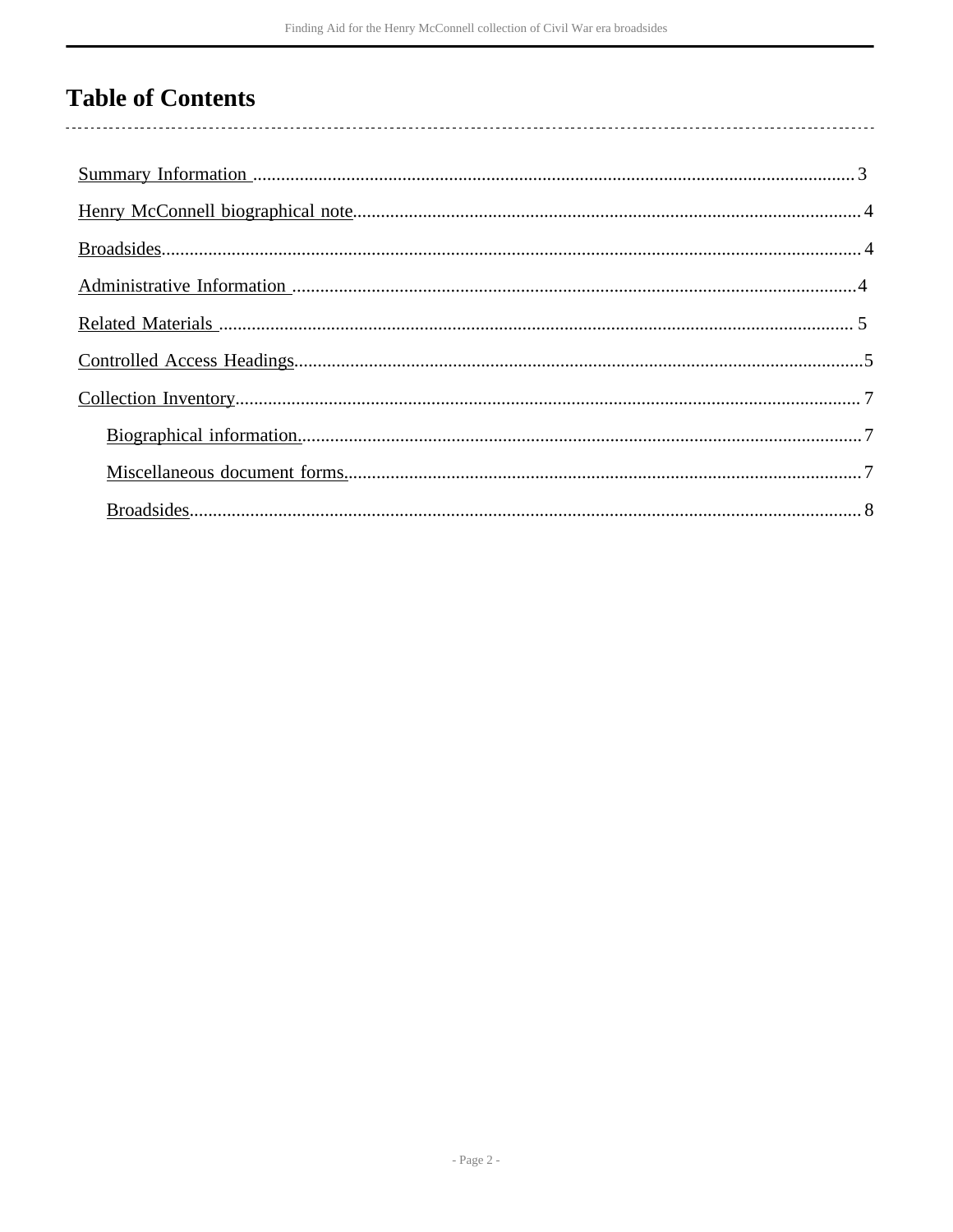# Table of Contents

Summary Information ..................................................................................................................................3

Henry McConnell biographical note............................................................................................................4

Broadsides...................................................................................................................................................4

Administrative Information .........................................................................................................................4

Related Materials ........................................................................................................................................ 5

Controlled Access Headings.........................................................................................................................5

Collection Inventory..................................................................................................................................... 7

- Biographical information.......................................................................................................................7
- Miscellaneous document forms.............................................................................................................7
- Broadsides..............................................................................................................................................8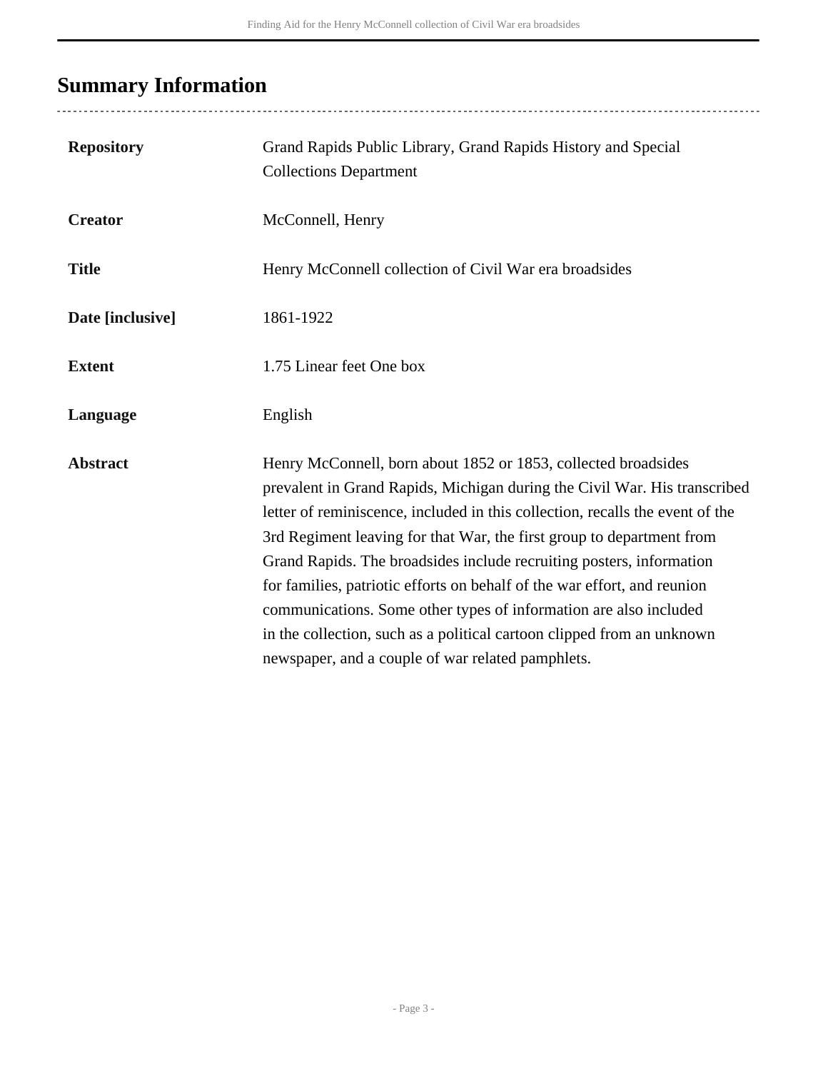## Summary Information

| | |
|---|---|
| **Repository** | Grand Rapids Public Library, Grand Rapids History and Special Collections Department |
| **Creator** | McConnell, Henry |
| **Title** | Henry McConnell collection of Civil War era broadsides |
| **Date [inclusive]** | 1861-1922 |
| **Extent** | 1.75 Linear feet One box |
| **Language** | English |
| **Abstract** | Henry McConnell, born about 1852 or 1853, collected broadsides prevalent in Grand Rapids, Michigan during the Civil War. His transcribed letter of reminiscence, included in this collection, recalls the event of the 3rd Regiment leaving for that War, the first group to department from Grand Rapids. The broadsides include recruiting posters, information for families, patriotic efforts on behalf of the war effort, and reunion communications. Some other types of information are also included in the collection, such as a political cartoon clipped from an unknown newspaper, and a couple of war related pamphlets. |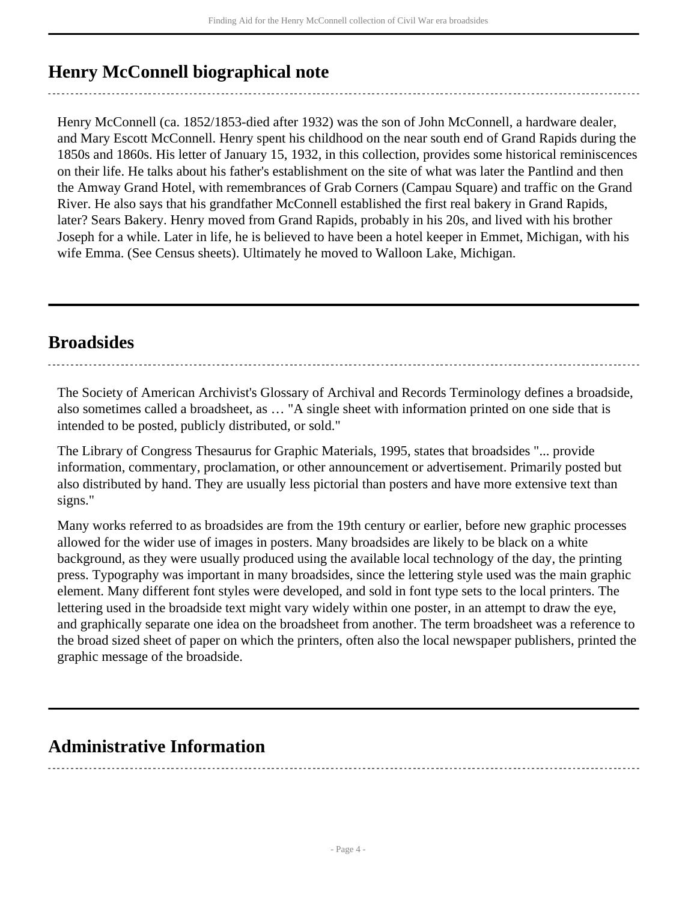## Henry McConnell biographical note

Henry McConnell (ca. 1852/1853-died after 1932) was the son of John McConnell, a hardware dealer, and Mary Escott McConnell. Henry spent his childhood on the near south end of Grand Rapids during the 1850s and 1860s. His letter of January 15, 1932, in this collection, provides some historical reminiscences on their life. He talks about his father's establishment on the site of what was later the Pantlind and then the Amway Grand Hotel, with remembrances of Grab Corners (Campau Square) and traffic on the Grand River. He also says that his grandfather McConnell established the first real bakery in Grand Rapids, later? Sears Bakery. Henry moved from Grand Rapids, probably in his 20s, and lived with his brother Joseph for a while. Later in life, he is believed to have been a hotel keeper in Emmet, Michigan, with his wife Emma. (See Census sheets). Ultimately he moved to Walloon Lake, Michigan.

## Broadsides

The Society of American Archivist's Glossary of Archival and Records Terminology defines a broadside, also sometimes called a broadsheet, as … "A single sheet with information printed on one side that is intended to be posted, publicly distributed, or sold."

The Library of Congress Thesaurus for Graphic Materials, 1995, states that broadsides "... provide information, commentary, proclamation, or other announcement or advertisement. Primarily posted but also distributed by hand. They are usually less pictorial than posters and have more extensive text than signs."

Many works referred to as broadsides are from the 19th century or earlier, before new graphic processes allowed for the wider use of images in posters. Many broadsides are likely to be black on a white background, as they were usually produced using the available local technology of the day, the printing press. Typography was important in many broadsides, since the lettering style used was the main graphic element. Many different font styles were developed, and sold in font type sets to the local printers. The lettering used in the broadside text might vary widely within one poster, in an attempt to draw the eye, and graphically separate one idea on the broadsheet from another. The term broadsheet was a reference to the broad sized sheet of paper on which the printers, often also the local newspaper publishers, printed the graphic message of the broadside.

## Administrative Information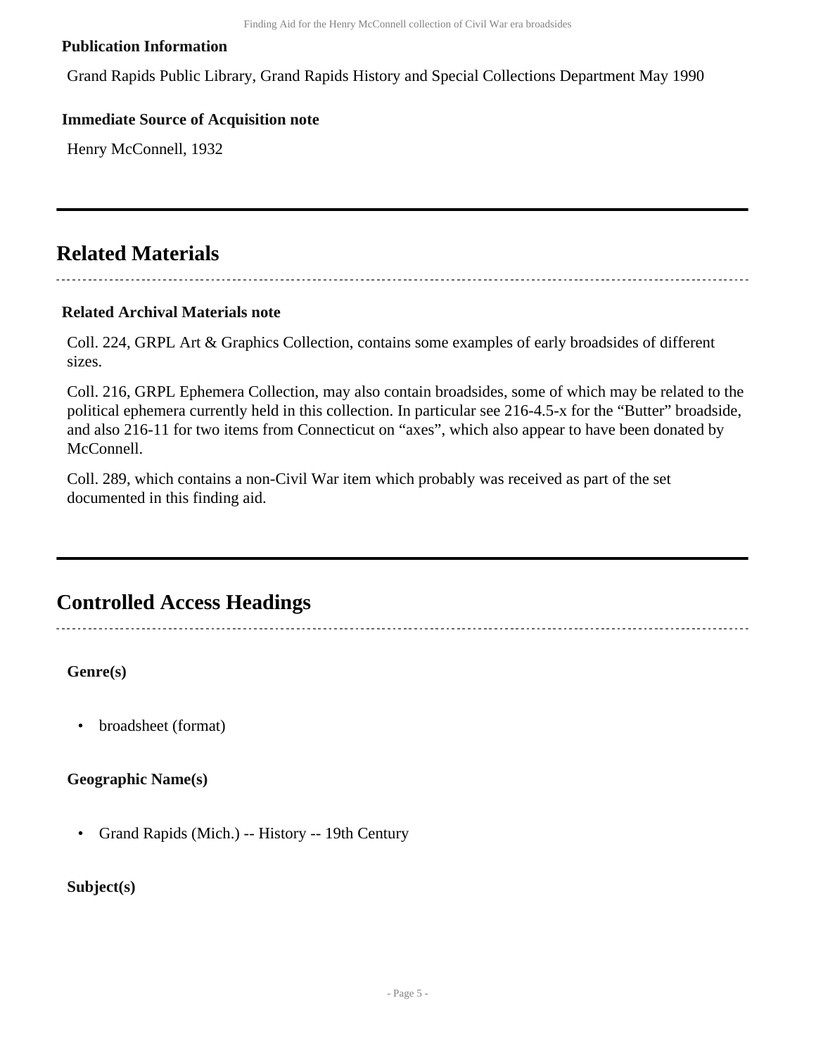### Publication Information

Grand Rapids Public Library, Grand Rapids History and Special Collections Department May 1990

### Immediate Source of Acquisition note

Henry McConnell, 1932

## Related Materials

### Related Archival Materials note

Coll. 224, GRPL Art & Graphics Collection, contains some examples of early broadsides of different sizes.

Coll. 216, GRPL Ephemera Collection, may also contain broadsides, some of which may be related to the political ephemera currently held in this collection. In particular see 216-4.5-x for the “Butter” broadside, and also 216-11 for two items from Connecticut on “axes”, which also appear to have been donated by McConnell.

Coll. 289, which contains a non-Civil War item which probably was received as part of the set documented in this finding aid.

## Controlled Access Headings

**Genre(s)**

- broadsheet (format)

**Geographic Name(s)**

- Grand Rapids (Mich.) -- History -- 19th Century

**Subject(s)**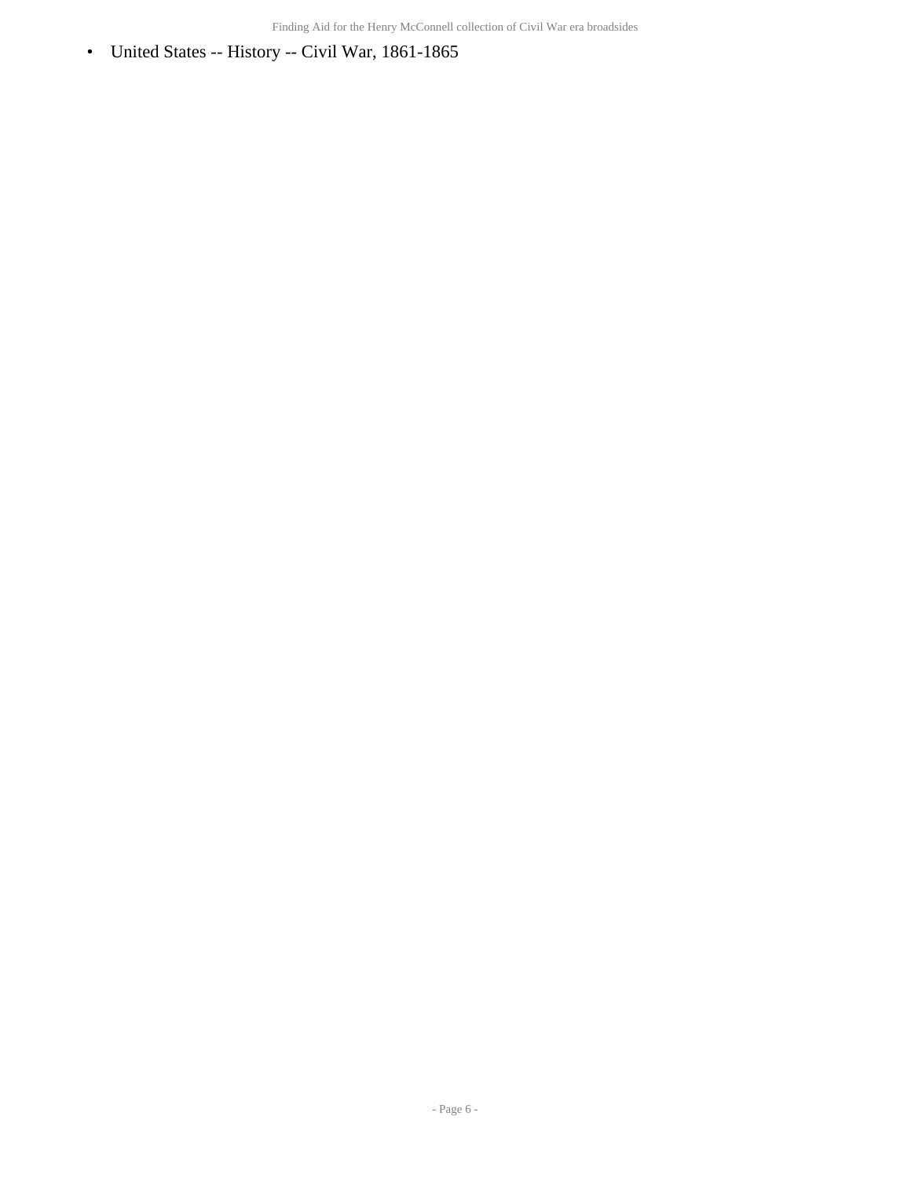- United States -- History -- Civil War, 1861-1865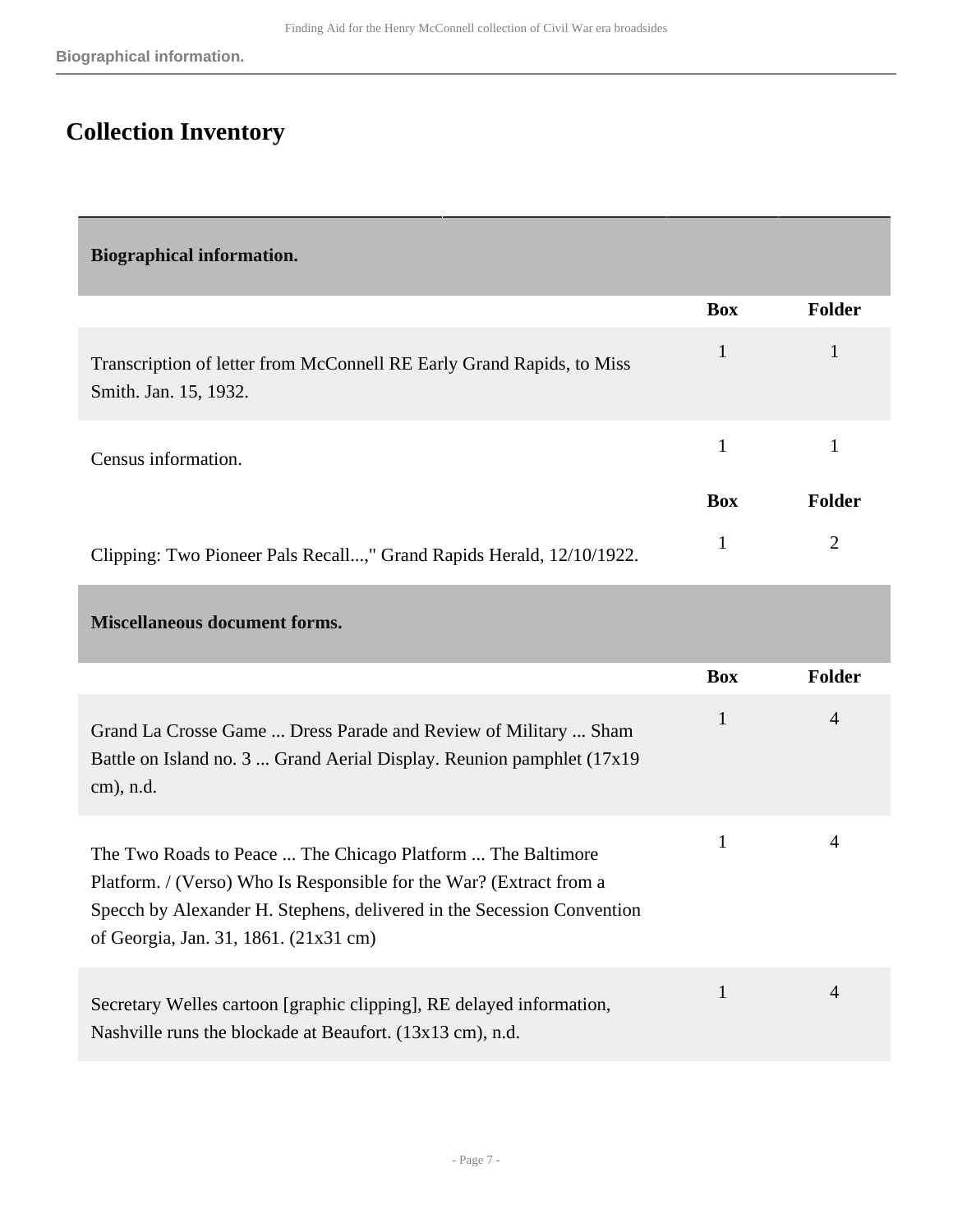## Collection Inventory

| Biographical information. | Box | Folder |
| --- | --- | --- |
| Transcription of letter from McConnell RE Early Grand Rapids, to Miss Smith. Jan. 15, 1932. | 1 | 1 |
| Census information. | 1 | 1 |
| Clipping: Two Pioneer Pals Recall...," Grand Rapids Herald, 12/10/1922. | 1 | 2 |

| Miscellaneous document forms. | Box | Folder |
| --- | --- | --- |
| Grand La Crosse Game ... Dress Parade and Review of Military ... Sham Battle on Island no. 3 ... Grand Aerial Display. Reunion pamphlet (17x19 cm), n.d. | 1 | 4 |
| The Two Roads to Peace ... The Chicago Platform ... The Baltimore Platform. / (Verso) Who Is Responsible for the War? (Extract from a Specch by Alexander H. Stephens, delivered in the Secession Convention of Georgia, Jan. 31, 1861. (21x31 cm) | 1 | 4 |
| Secretary Welles cartoon [graphic clipping], RE delayed information, Nashville runs the blockade at Beaufort. (13x13 cm), n.d. | 1 | 4 |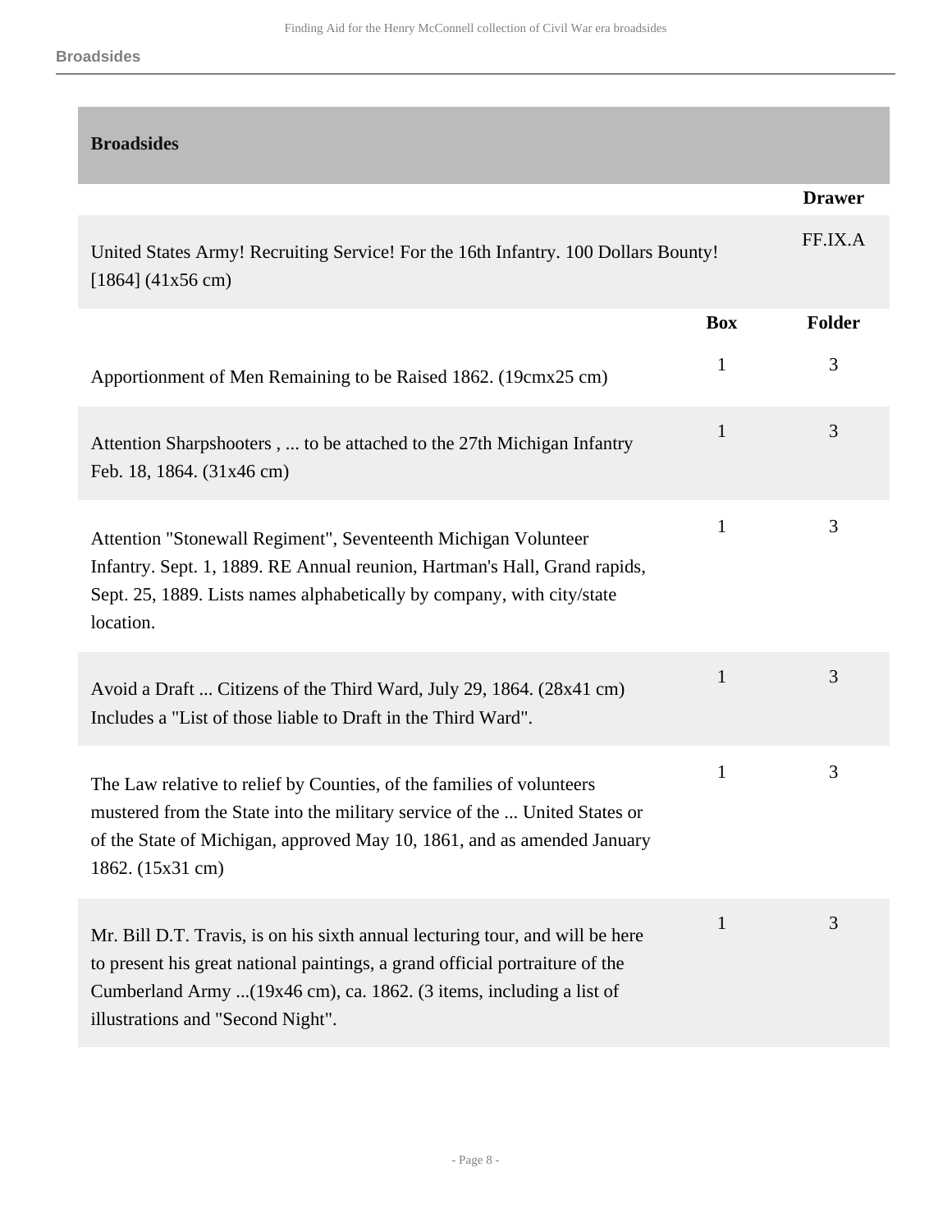## Broadsides

| | | Drawer |
|---|---|---|
| United States Army! Recruiting Service! For the 16th Infantry. 100 Dollars Bounty! [1864] (41x56 cm) | | FF.IX.A |

| | Box | Folder |
|---|---|---|
| Apportionment of Men Remaining to be Raised 1862. (19cmx25 cm) | 1 | 3 |
| Attention Sharpshooters , ... to be attached to the 27th Michigan Infantry Feb. 18, 1864. (31x46 cm) | 1 | 3 |
| Attention "Stonewall Regiment", Seventeenth Michigan Volunteer Infantry. Sept. 1, 1889. RE Annual reunion, Hartman's Hall, Grand rapids, Sept. 25, 1889. Lists names alphabetically by company, with city/state location. | 1 | 3 |
| Avoid a Draft ... Citizens of the Third Ward, July 29, 1864. (28x41 cm) Includes a "List of those liable to Draft in the Third Ward". | 1 | 3 |
| The Law relative to relief by Counties, of the families of volunteers mustered from the State into the military service of the ... United States or of the State of Michigan, approved May 10, 1861, and as amended January 1862. (15x31 cm) | 1 | 3 |
| Mr. Bill D.T. Travis, is on his sixth annual lecturing tour, and will be here to present his great national paintings, a grand official portraiture of the Cumberland Army ...(19x46 cm), ca. 1862. (3 items, including a list of illustrations and "Second Night". | 1 | 3 |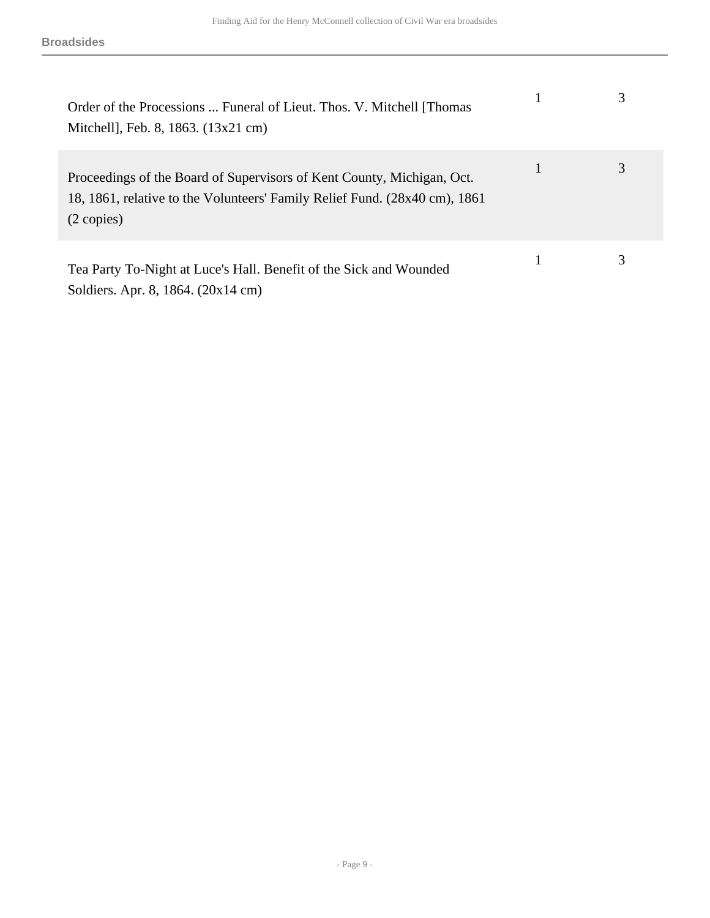| | | |
|---|---|---|
| Order of the Processions ... Funeral of Lieut. Thos. V. Mitchell [Thomas Mitchell], Feb. 8, 1863. (13x21 cm) | 1 | 3 |
| Proceedings of the Board of Supervisors of Kent County, Michigan, Oct. 18, 1861, relative to the Volunteers' Family Relief Fund. (28x40 cm), 1861 (2 copies) | 1 | 3 |
| Tea Party To-Night at Luce's Hall. Benefit of the Sick and Wounded Soldiers. Apr. 8, 1864. (20x14 cm) | 1 | 3 |